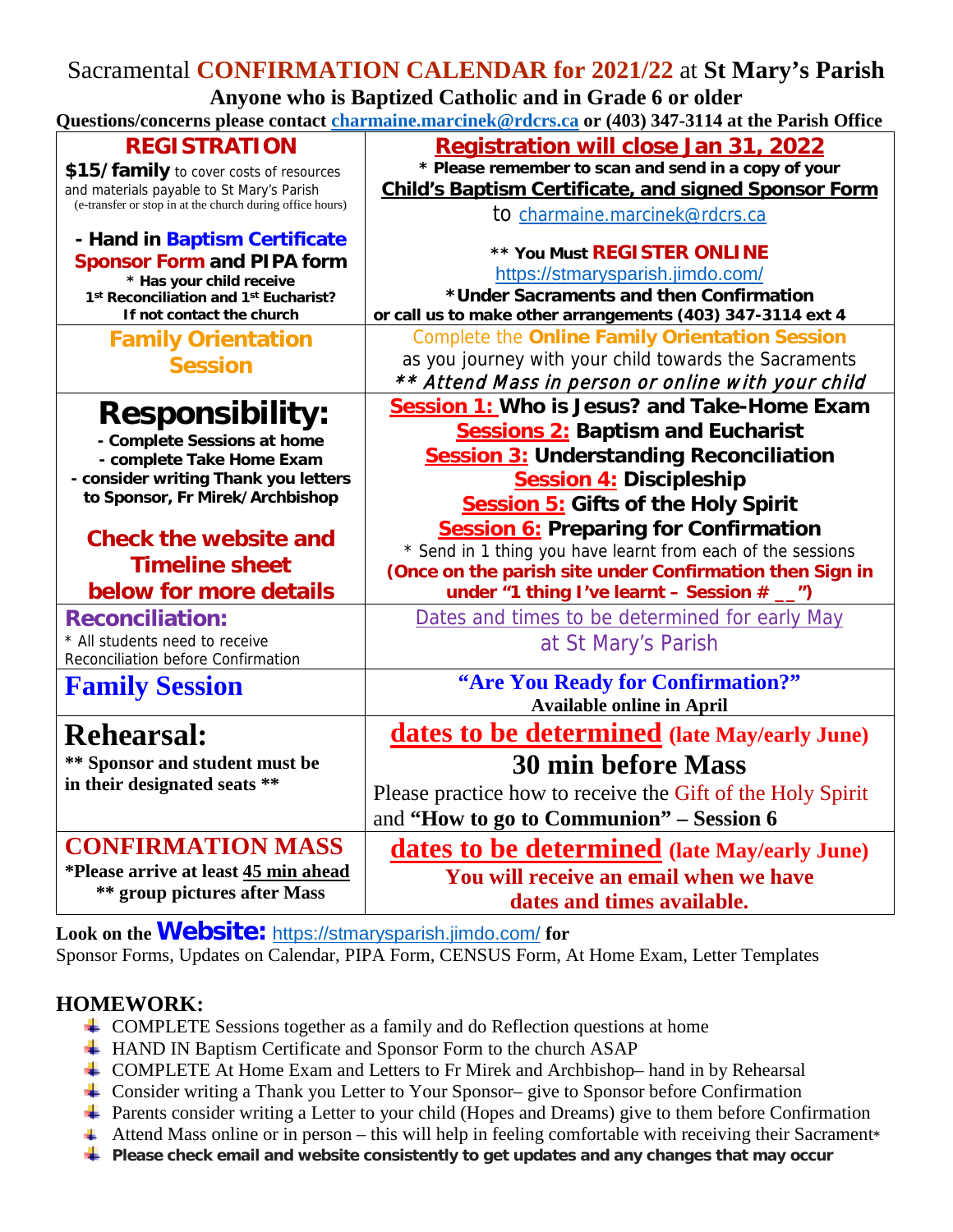# Sacramental CONFIRMATION CALENDAR for 2021/22 at St Mary's Parish

**Anyone who is Baptized Catholic and in Grade 6 or older**

**Questions/concerns please contact charmaine.marcinek@rdcrs.ca or (403) 347-3114 at the Parish Office**

| | |
|---|---|
| **REGISTRATION**<br>**$15/family** to cover costs of resources and materials payable to St Mary's Parish<br>(e-transfer or stop in at the church during office hours)<br><br>**- Hand in Baptism Certificate Sponsor Form and PIPA form**<br>**\* Has your child receive 1st Reconciliation and 1st Eucharist? If not contact the church** | **Registration will close Jan 31, 2022**<br>**\* Please remember to scan and send in a copy of your Child's Baptism Certificate, and signed Sponsor Form** to charmaine.marcinek@rdcrs.ca<br><br>**\*\* You Must REGISTER ONLINE**<br>https://stmarysparish.jimdo.com/<br>**\*Under Sacraments and then Confirmation**<br>**or call us to make other arrangements (403) 347-3114 ext 4** |
| **Family Orientation Session** | Complete the **Online Family Orientation Session** as you journey with your child towards the Sacraments<br>*\*\* Attend Mass in person or online with your child* |
| **Responsibility:**<br>**- Complete Sessions at home**<br>**- complete Take Home Exam**<br>**- consider writing Thank you letters to Sponsor, Fr Mirek/Archbishop**<br><br>**Check the website and Timeline sheet below for more details** | **Session 1:** **Who is Jesus? and Take-Home Exam**<br>**Sessions 2:** **Baptism and Eucharist**<br>**Session 3:** **Understanding Reconciliation**<br>**Session 4:** **Discipleship**<br>**Session 5:** **Gifts of the Holy Spirit**<br>**Session 6:** **Preparing for Confirmation**<br>\* Send in 1 thing you have learnt from each of the sessions<br>**(Once on the parish site under Confirmation then Sign in under "1 thing I've learnt – Session # __")** |
| **Reconciliation:**<br>\* All students need to receive Reconciliation before Confirmation | Dates and times to be determined for early May at St Mary's Parish |
| **Family Session** | **"Are You Ready for Confirmation?"**<br>**Available online in April** |
| **Rehearsal:**<br>**\*\* Sponsor and student must be in their designated seats \*\*** | **dates to be determined (late May/early June)**<br>**30 min before Mass**<br>Please practice how to receive the Gift of the Holy Spirit and **"How to go to Communion" – Session 6** |
| **CONFIRMATION MASS**<br>**\*Please arrive at least 45 min ahead**<br>**\*\* group pictures after Mass** | **dates to be determined (late May/early June)**<br>**You will receive an email when we have dates and times available.** |

**Look on the Website:** https://stmarysparish.jimdo.com/ **for** Sponsor Forms, Updates on Calendar, PIPA Form, CENSUS Form, At Home Exam, Letter Templates

## HOMEWORK:

- COMPLETE Sessions together as a family and do Reflection questions at home
- HAND IN Baptism Certificate and Sponsor Form to the church ASAP
- COMPLETE At Home Exam and Letters to Fr Mirek and Archbishop– hand in by Rehearsal
- Consider writing a Thank you Letter to Your Sponsor– give to Sponsor before Confirmation
- Parents consider writing a Letter to your child (Hopes and Dreams) give to them before Confirmation
- Attend Mass online or in person – this will help in feeling comfortable with receiving their Sacrament\*
- **Please check email and website consistently to get updates and any changes that may occur**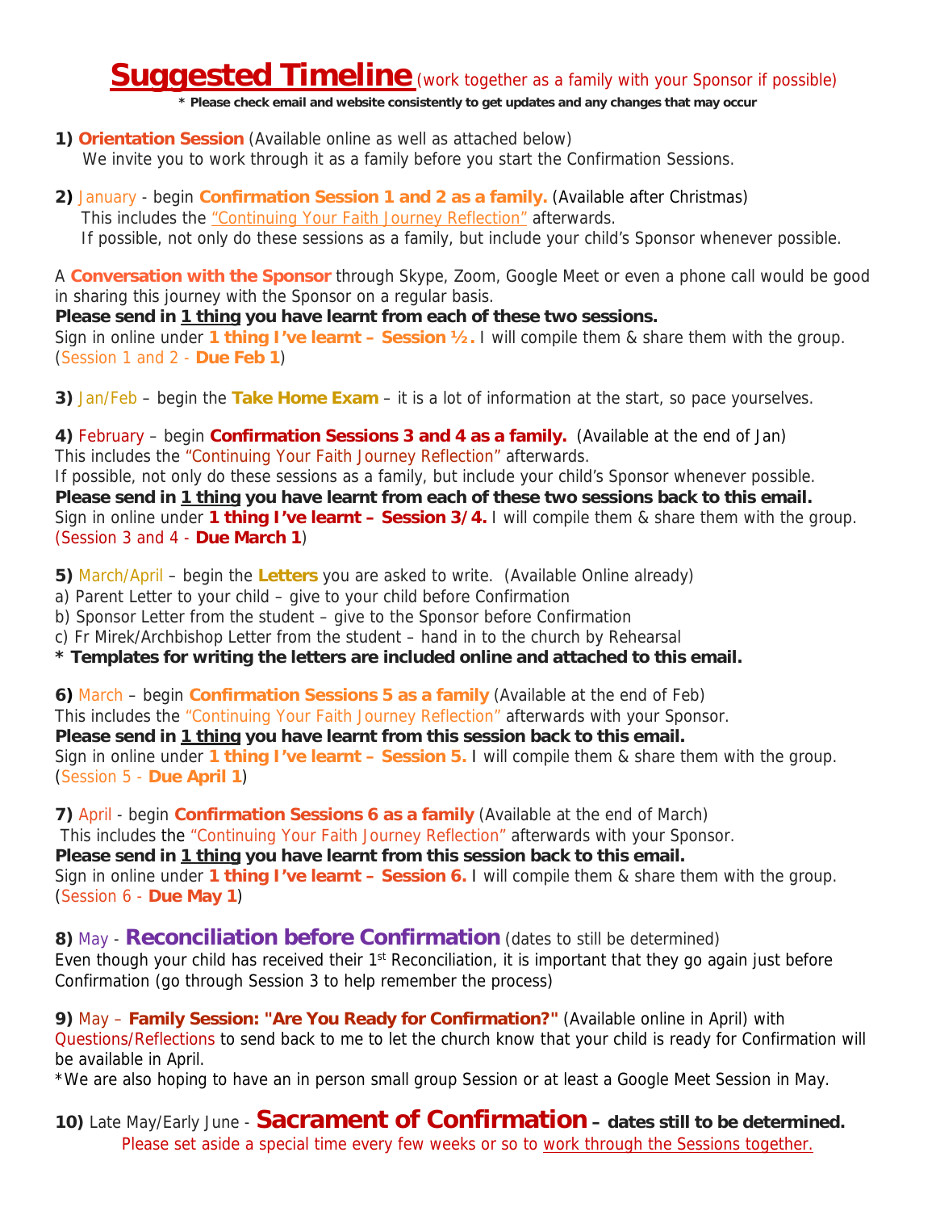# Suggested Timeline (work together as a family with your Sponsor if possible)

**\* Please check email and website consistently to get updates and any changes that may occur**

**1) Orientation Session** (Available online as well as attached below)
We invite you to work through it as a family before you start the Confirmation Sessions.

**2)** January - begin **Confirmation Session 1 and 2 as a family.** (Available after Christmas)
This includes the "Continuing Your Faith Journey Reflection" afterwards.
If possible, not only do these sessions as a family, but include your child's Sponsor whenever possible.

A **Conversation with the Sponsor** through Skype, Zoom, Google Meet or even a phone call would be good in sharing this journey with the Sponsor on a regular basis.
**Please send in 1 thing you have learnt from each of these two sessions.**
Sign in online under **1 thing I've learnt – Session ½.** I will compile them & share them with the group.
(Session 1 and 2 - **Due Feb 1**)

**3)** Jan/Feb – begin the **Take Home Exam** – it is a lot of information at the start, so pace yourselves.

**4)** February – begin **Confirmation Sessions 3 and 4 as a family.** (Available at the end of Jan)
This includes the "Continuing Your Faith Journey Reflection" afterwards.
If possible, not only do these sessions as a family, but include your child's Sponsor whenever possible.
**Please send in 1 thing you have learnt from each of these two sessions back to this email.**
Sign in online under **1 thing I've learnt – Session 3/4.** I will compile them & share them with the group.
(Session 3 and 4 - **Due March 1**)

**5)** March/April – begin the **Letters** you are asked to write. (Available Online already)
a) Parent Letter to your child – give to your child before Confirmation
b) Sponsor Letter from the student – give to the Sponsor before Confirmation
c) Fr Mirek/Archbishop Letter from the student – hand in to the church by Rehearsal
**\* Templates for writing the letters are included online and attached to this email.**

**6)** March – begin **Confirmation Sessions 5 as a family** (Available at the end of Feb)
This includes the "Continuing Your Faith Journey Reflection" afterwards with your Sponsor.
**Please send in 1 thing you have learnt from this session back to this email.**
Sign in online under **1 thing I've learnt – Session 5.** I will compile them & share them with the group.
(Session 5 - **Due April 1**)

**7)** April - begin **Confirmation Sessions 6 as a family** (Available at the end of March)
This includes the "Continuing Your Faith Journey Reflection" afterwards with your Sponsor.
**Please send in 1 thing you have learnt from this session back to this email.**
Sign in online under **1 thing I've learnt – Session 6.** I will compile them & share them with the group.
(Session 6 - **Due May 1**)

**8)** May - **Reconciliation before Confirmation** (dates to still be determined)
Even though your child has received their 1st Reconciliation, it is important that they go again just before Confirmation (go through Session 3 to help remember the process)

**9)** May – **Family Session: "Are You Ready for Confirmation?"** (Available online in April) with Questions/Reflections to send back to me to let the church know that your child is ready for Confirmation will be available in April.
\*We are also hoping to have an in person small group Session or at least a Google Meet Session in May.

**10)** Late May/Early June - **Sacrament of Confirmation – dates still to be determined.**
Please set aside a special time every few weeks or so to work through the Sessions together.